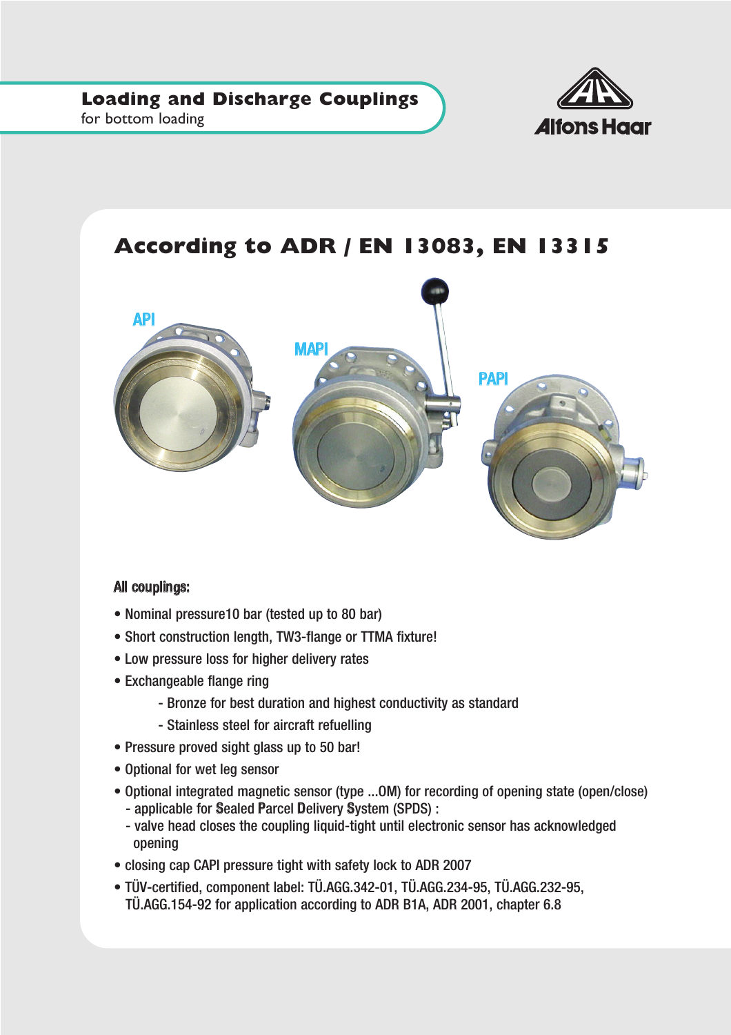# Loading and Discharge Couplings

for bottom loading

Alfons Haar

## According to ADR / EN 13083, EN 13315

API

MAPI

PAPI

**All couplings:**

- Nominal pressure10 bar (tested up to 80 bar)
- Short construction length, TW3-flange or TTMA fixture!
- Low pressure loss for higher delivery rates
- Exchangeable flange ring
  - Bronze for best duration and highest conductivity as standard
  - Stainless steel for aircraft refuelling
- Pressure proved sight glass up to 50 bar!
- Optional for wet leg sensor
- Optional integrated magnetic sensor (type ...OM) for recording of opening state (open/close)
  - applicable for Sealed Parcel Delivery System (SPDS) :
  - valve head closes the coupling liquid-tight until electronic sensor has acknowledged opening
- closing cap CAPI pressure tight with safety lock to ADR 2007
- TÜV-certified, component label: TÜ.AGG.342-01, TÜ.AGG.234-95, TÜ.AGG.232-95, TÜ.AGG.154-92 for application according to ADR B1A, ADR 2001, chapter 6.8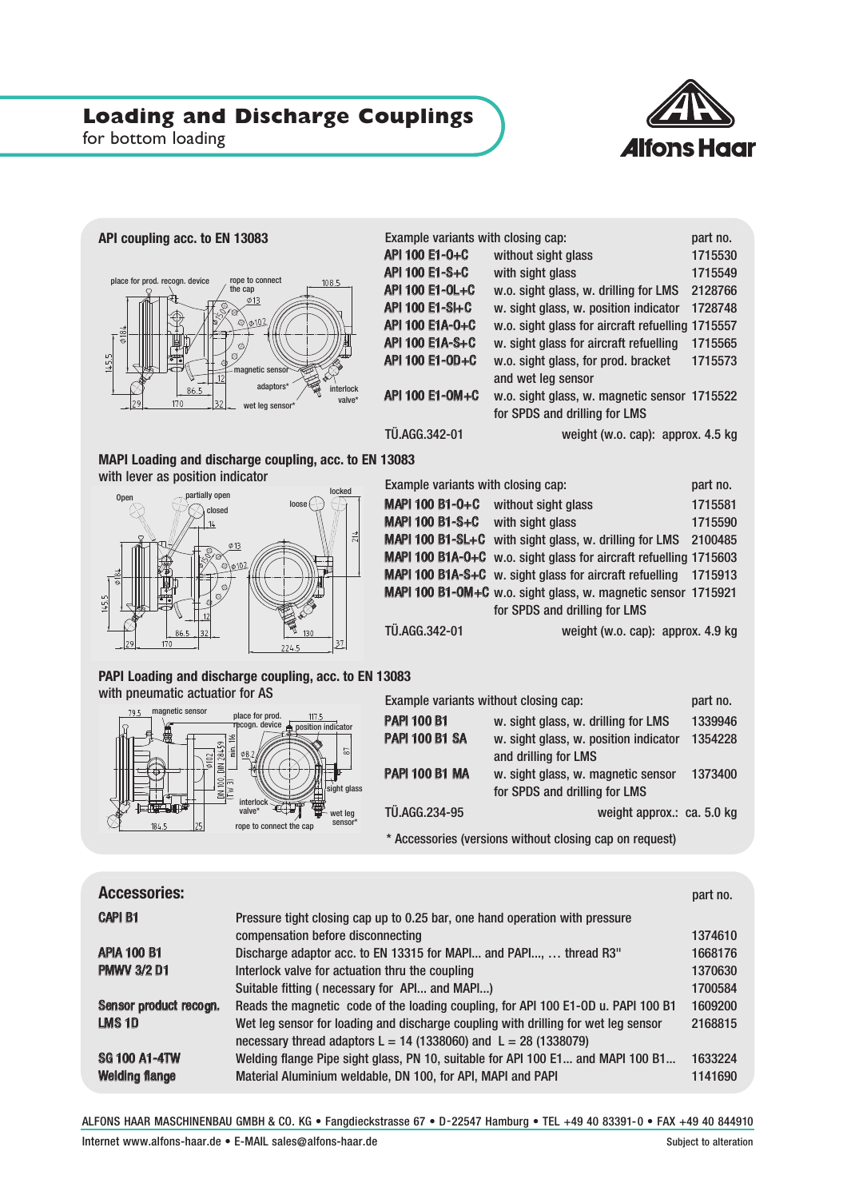# Loading and Discharge Couplings

for bottom loading

## API coupling acc. to EN 13083

place for prod. recogn. device
rope to connect the cap
108.5
Ø13
Ø150
Ø102
Ø184
145.5
magnetic sensor
adaptors*
interlock valve*
wet leg sensor*
86.5
12
29
170
32

| Example variants with closing cap: | | part no. |
|---|---|---|
| **API 100 E1-O+C** | without sight glass | 1715530 |
| **API 100 E1-S+C** | with sight glass | 1715549 |
| **API 100 E1-OL+C** | w.o. sight glass, w. drilling for LMS | 2128766 |
| **API 100 E1-SI+C** | w. sight glass, w. position indicator | 1728748 |
| **API 100 E1A-O+C** | w.o. sight glass for aircraft refuelling | 1715557 |
| **API 100 E1A-S+C** | w. sight glass for aircraft refuelling | 1715565 |
| **API 100 E1-OD+C** | w.o. sight glass, for prod. bracket and wet leg sensor | 1715573 |
| **API 100 E1-OM+C** | w.o. sight glass, w. magnetic sensor for SPDS and drilling for LMS | 1715522 |

TÜ.AGG.342-01 weight (w.o. cap): approx. 4.5 kg

## MAPI Loading and discharge coupling, acc. to EN 13083

with lever as position indicator

Open
partially open
closed
loose
locked
14
214
Ø13
Ø150
Ø102
Ø184
145.5
86.5
12
32
29
170
130
224.5
37

| Example variants with closing cap: | | part no. |
|---|---|---|
| **MAPI 100 B1-O+C** | without sight glass | 1715581 |
| **MAPI 100 B1-S+C** | with sight glass | 1715590 |
| **MAPI 100 B1-SL+C** | with sight glass, w. drilling for LMS | 2100485 |
| **MAPI 100 B1A-O+C** | w.o. sight glass for aircraft refuelling | 1715603 |
| **MAPI 100 B1A-S+C** | w. sight glass for aircraft refuelling | 1715913 |
| **MAPI 100 B1-OM+C** | w.o. sight glass, w. magnetic sensor for SPDS and drilling for LMS | 1715921 |

TÜ.AGG.342-01 weight (w.o. cap): approx. 4.9 kg

## PAPI Loading and discharge coupling, acc. to EN 13083

with pneumatic actuator for AS

79.5
magnetic sensor
place for prod. recogn. device
117.5
position indicator
min. 116
DIN 28459
87
Ø8.2
Ø102
DN 100
(TW 3)
sight glass
interlock valve*
wet leg sensor*
rope to connect the cap
184.5
25

| Example variants without closing cap: | | part no. |
|---|---|---|
| **PAPI 100 B1** | w. sight glass, w. drilling for LMS | 1339946 |
| **PAPI 100 B1 SA** | w. sight glass, w. position indicator and drilling for LMS | 1354228 |
| **PAPI 100 B1 MA** | w. sight glass, w. magnetic sensor for SPDS and drilling for LMS | 1373400 |

TÜ.AGG.234-95 weight approx.: ca. 5.0 kg

* Accessories (versions without closing cap on request)

## Accessories:

| | | part no. |
|---|---|---|
| **CAPI B1** | Pressure tight closing cap up to 0.25 bar, one hand operation with pressure compensation before disconnecting | 1374610 |
| **APIA 100 B1** | Discharge adaptor acc. to EN 13315 for MAPI... and PAPI..., … thread R3" | 1668176 |
| **PMWV 3/2 D1** | Interlock valve for actuation thru the coupling | 1370630 |
| | Suitable fitting ( necessary for API... and MAPI...) | 1700584 |
| **Sensor product recogn.** | Reads the magnetic code of the loading coupling, for API 100 E1-OD u. PAPI 100 B1 | 1609200 |
| **LMS 1D** | Wet leg sensor for loading and discharge coupling with drilling for wet leg sensor necessary thread adaptors L = 14 (1338060) and L = 28 (1338079) | 2168815 |
| **SG 100 A1-4TW** | Welding flange Pipe sight glass, PN 10, suitable for API 100 E1... and MAPI 100 B1... | 1633224 |
| **Welding flange** | Material Aluminium weldable, DN 100, for API, MAPI and PAPI | 1141690 |

ALFONS HAAR MASCHINENBAU GMBH & CO. KG • Fangdieckstrasse 67 • D-22547 Hamburg • TEL +49 40 83391-0 • FAX +49 40 844910

Internet www.alfons-haar.de • E-MAIL sales@alfons-haar.de

Subject to alteration